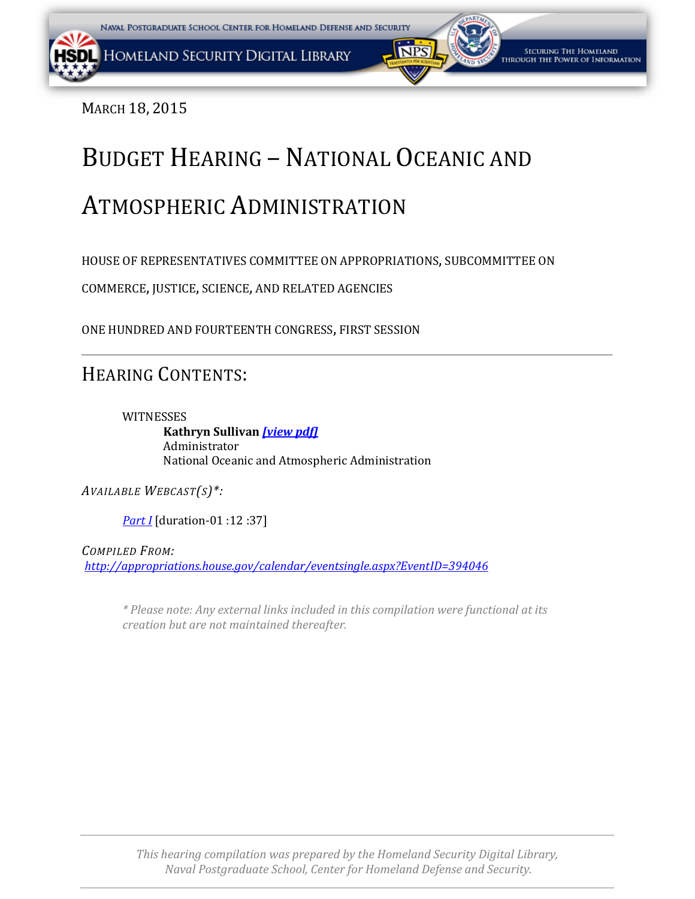March 18, 2015

# Budget Hearing – National Oceanic and Atmospheric Administration

HOUSE OF REPRESENTATIVES COMMITTEE ON APPROPRIATIONS, SUBCOMMITTEE ON COMMERCE, JUSTICE, SCIENCE, AND RELATED AGENCIES

ONE HUNDRED AND FOURTEENTH CONGRESS, FIRST SESSION

---

## Hearing Contents:

WITNESSES

**Kathryn Sullivan** ***[view pdf]***
Administrator
National Oceanic and Atmospheric Administration

*Available Webcast(s)\*:*

*Part I* [duration-01 :12 :37]

*Compiled From:*
*http://appropriations.house.gov/calendar/eventsingle.aspx?EventID=394046*

*\* Please note: Any external links included in this compilation were functional at its creation but are not maintained thereafter.*

---

*This hearing compilation was prepared by the Homeland Security Digital Library, Naval Postgraduate School, Center for Homeland Defense and Security.*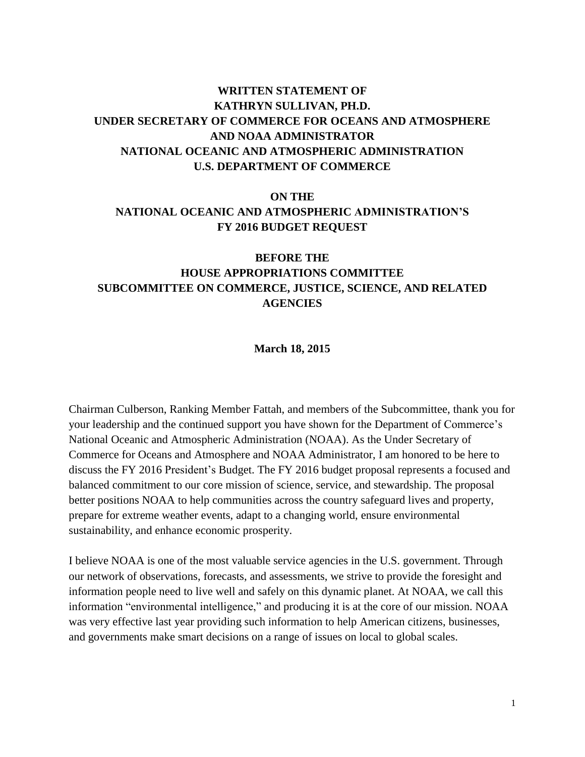**WRITTEN STATEMENT OF**
**KATHRYN SULLIVAN, PH.D.**
**UNDER SECRETARY OF COMMERCE FOR OCEANS AND ATMOSPHERE AND NOAA ADMINISTRATOR**
**NATIONAL OCEANIC AND ATMOSPHERIC ADMINISTRATION**
**U.S. DEPARTMENT OF COMMERCE**

**ON THE**
**NATIONAL OCEANIC AND ATMOSPHERIC ADMINISTRATION'S FY 2016 BUDGET REQUEST**

**BEFORE THE**
**HOUSE APPROPRIATIONS COMMITTEE**
**SUBCOMMITTEE ON COMMERCE, JUSTICE, SCIENCE, AND RELATED AGENCIES**

**March 18, 2015**

Chairman Culberson, Ranking Member Fattah, and members of the Subcommittee, thank you for your leadership and the continued support you have shown for the Department of Commerce's National Oceanic and Atmospheric Administration (NOAA). As the Under Secretary of Commerce for Oceans and Atmosphere and NOAA Administrator, I am honored to be here to discuss the FY 2016 President's Budget. The FY 2016 budget proposal represents a focused and balanced commitment to our core mission of science, service, and stewardship. The proposal better positions NOAA to help communities across the country safeguard lives and property, prepare for extreme weather events, adapt to a changing world, ensure environmental sustainability, and enhance economic prosperity.

I believe NOAA is one of the most valuable service agencies in the U.S. government. Through our network of observations, forecasts, and assessments, we strive to provide the foresight and information people need to live well and safely on this dynamic planet. At NOAA, we call this information "environmental intelligence," and producing it is at the core of our mission. NOAA was very effective last year providing such information to help American citizens, businesses, and governments make smart decisions on a range of issues on local to global scales.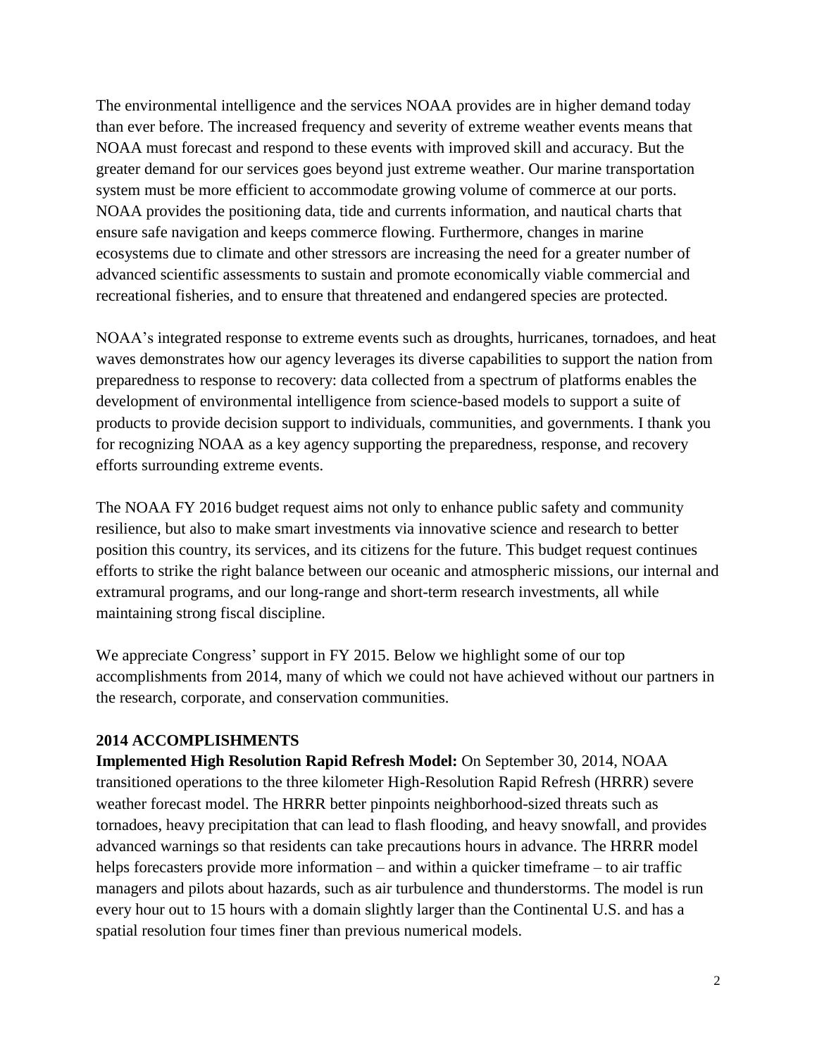The environmental intelligence and the services NOAA provides are in higher demand today than ever before. The increased frequency and severity of extreme weather events means that NOAA must forecast and respond to these events with improved skill and accuracy. But the greater demand for our services goes beyond just extreme weather. Our marine transportation system must be more efficient to accommodate growing volume of commerce at our ports. NOAA provides the positioning data, tide and currents information, and nautical charts that ensure safe navigation and keeps commerce flowing. Furthermore, changes in marine ecosystems due to climate and other stressors are increasing the need for a greater number of advanced scientific assessments to sustain and promote economically viable commercial and recreational fisheries, and to ensure that threatened and endangered species are protected.

NOAA's integrated response to extreme events such as droughts, hurricanes, tornadoes, and heat waves demonstrates how our agency leverages its diverse capabilities to support the nation from preparedness to response to recovery: data collected from a spectrum of platforms enables the development of environmental intelligence from science-based models to support a suite of products to provide decision support to individuals, communities, and governments. I thank you for recognizing NOAA as a key agency supporting the preparedness, response, and recovery efforts surrounding extreme events.

The NOAA FY 2016 budget request aims not only to enhance public safety and community resilience, but also to make smart investments via innovative science and research to better position this country, its services, and its citizens for the future. This budget request continues efforts to strike the right balance between our oceanic and atmospheric missions, our internal and extramural programs, and our long-range and short-term research investments, all while maintaining strong fiscal discipline.

We appreciate Congress' support in FY 2015. Below we highlight some of our top accomplishments from 2014, many of which we could not have achieved without our partners in the research, corporate, and conservation communities.

## 2014 ACCOMPLISHMENTS

**Implemented High Resolution Rapid Refresh Model:** On September 30, 2014, NOAA transitioned operations to the three kilometer High-Resolution Rapid Refresh (HRRR) severe weather forecast model. The HRRR better pinpoints neighborhood-sized threats such as tornadoes, heavy precipitation that can lead to flash flooding, and heavy snowfall, and provides advanced warnings so that residents can take precautions hours in advance. The HRRR model helps forecasters provide more information – and within a quicker timeframe – to air traffic managers and pilots about hazards, such as air turbulence and thunderstorms. The model is run every hour out to 15 hours with a domain slightly larger than the Continental U.S. and has a spatial resolution four times finer than previous numerical models.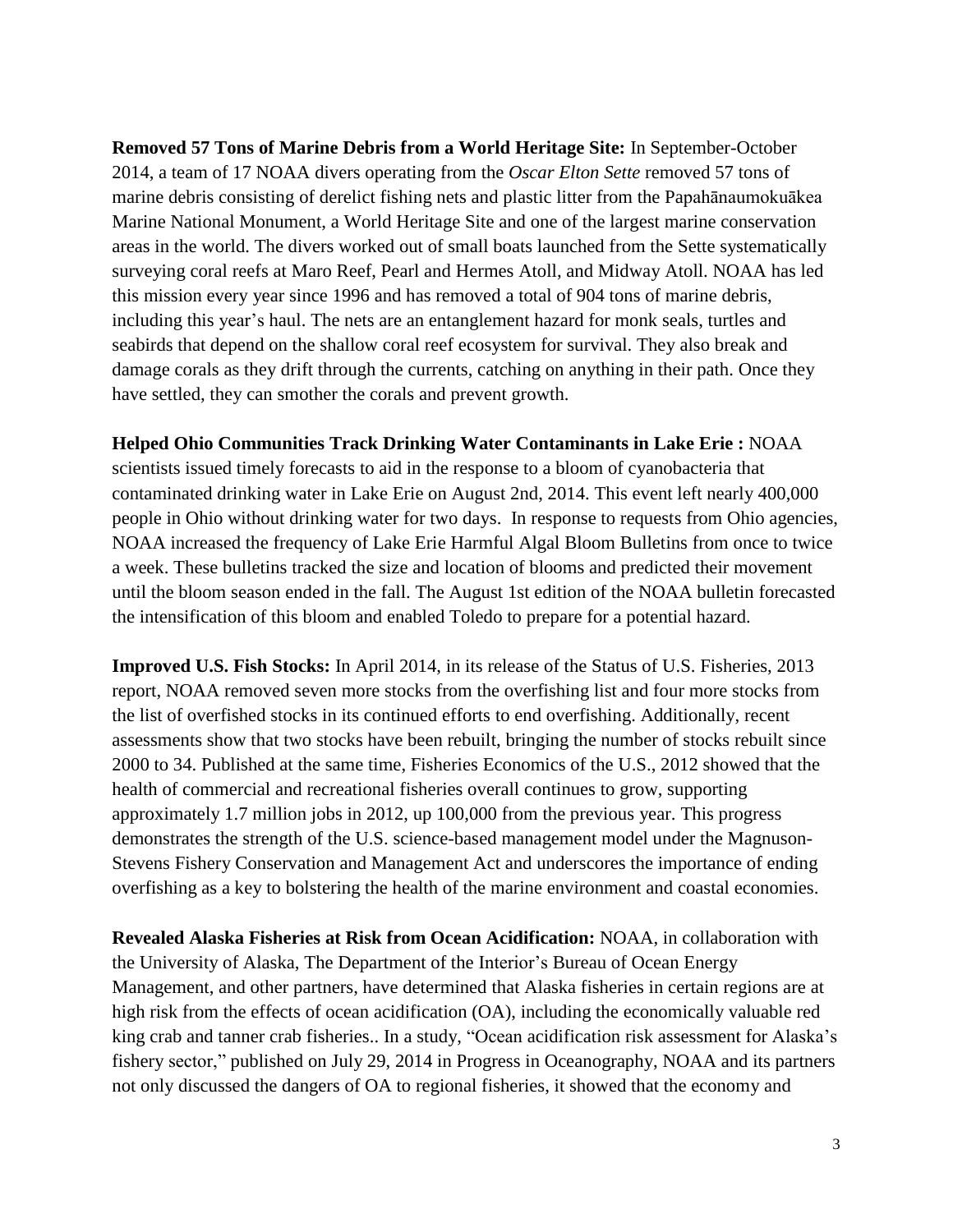**Removed 57 Tons of Marine Debris from a World Heritage Site:** In September-October 2014, a team of 17 NOAA divers operating from the *Oscar Elton Sette* removed 57 tons of marine debris consisting of derelict fishing nets and plastic litter from the Papahānaumokuākea Marine National Monument, a World Heritage Site and one of the largest marine conservation areas in the world. The divers worked out of small boats launched from the Sette systematically surveying coral reefs at Maro Reef, Pearl and Hermes Atoll, and Midway Atoll. NOAA has led this mission every year since 1996 and has removed a total of 904 tons of marine debris, including this year's haul. The nets are an entanglement hazard for monk seals, turtles and seabirds that depend on the shallow coral reef ecosystem for survival. They also break and damage corals as they drift through the currents, catching on anything in their path. Once they have settled, they can smother the corals and prevent growth.

**Helped Ohio Communities Track Drinking Water Contaminants in Lake Erie :** NOAA scientists issued timely forecasts to aid in the response to a bloom of cyanobacteria that contaminated drinking water in Lake Erie on August 2nd, 2014. This event left nearly 400,000 people in Ohio without drinking water for two days. In response to requests from Ohio agencies, NOAA increased the frequency of Lake Erie Harmful Algal Bloom Bulletins from once to twice a week. These bulletins tracked the size and location of blooms and predicted their movement until the bloom season ended in the fall. The August 1st edition of the NOAA bulletin forecasted the intensification of this bloom and enabled Toledo to prepare for a potential hazard.

**Improved U.S. Fish Stocks:** In April 2014, in its release of the Status of U.S. Fisheries, 2013 report, NOAA removed seven more stocks from the overfishing list and four more stocks from the list of overfished stocks in its continued efforts to end overfishing. Additionally, recent assessments show that two stocks have been rebuilt, bringing the number of stocks rebuilt since 2000 to 34. Published at the same time, Fisheries Economics of the U.S., 2012 showed that the health of commercial and recreational fisheries overall continues to grow, supporting approximately 1.7 million jobs in 2012, up 100,000 from the previous year. This progress demonstrates the strength of the U.S. science-based management model under the Magnuson-Stevens Fishery Conservation and Management Act and underscores the importance of ending overfishing as a key to bolstering the health of the marine environment and coastal economies.

**Revealed Alaska Fisheries at Risk from Ocean Acidification:** NOAA, in collaboration with the University of Alaska, The Department of the Interior's Bureau of Ocean Energy Management, and other partners, have determined that Alaska fisheries in certain regions are at high risk from the effects of ocean acidification (OA), including the economically valuable red king crab and tanner crab fisheries.. In a study, "Ocean acidification risk assessment for Alaska's fishery sector," published on July 29, 2014 in Progress in Oceanography, NOAA and its partners not only discussed the dangers of OA to regional fisheries, it showed that the economy and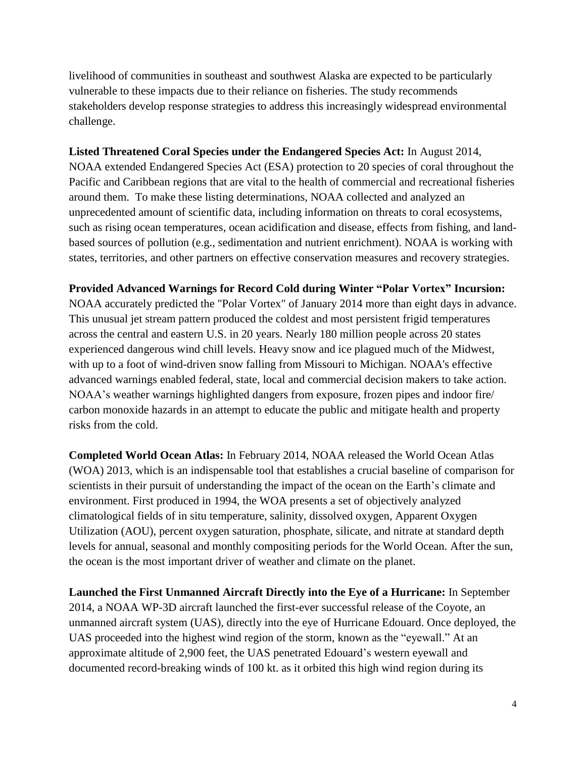livelihood of communities in southeast and southwest Alaska are expected to be particularly vulnerable to these impacts due to their reliance on fisheries. The study recommends stakeholders develop response strategies to address this increasingly widespread environmental challenge.

**Listed Threatened Coral Species under the Endangered Species Act:** In August 2014, NOAA extended Endangered Species Act (ESA) protection to 20 species of coral throughout the Pacific and Caribbean regions that are vital to the health of commercial and recreational fisheries around them. To make these listing determinations, NOAA collected and analyzed an unprecedented amount of scientific data, including information on threats to coral ecosystems, such as rising ocean temperatures, ocean acidification and disease, effects from fishing, and land-based sources of pollution (e.g., sedimentation and nutrient enrichment). NOAA is working with states, territories, and other partners on effective conservation measures and recovery strategies.

**Provided Advanced Warnings for Record Cold during Winter "Polar Vortex" Incursion:** NOAA accurately predicted the "Polar Vortex" of January 2014 more than eight days in advance. This unusual jet stream pattern produced the coldest and most persistent frigid temperatures across the central and eastern U.S. in 20 years. Nearly 180 million people across 20 states experienced dangerous wind chill levels. Heavy snow and ice plagued much of the Midwest, with up to a foot of wind-driven snow falling from Missouri to Michigan. NOAA's effective advanced warnings enabled federal, state, local and commercial decision makers to take action. NOAA's weather warnings highlighted dangers from exposure, frozen pipes and indoor fire/ carbon monoxide hazards in an attempt to educate the public and mitigate health and property risks from the cold.

**Completed World Ocean Atlas:** In February 2014, NOAA released the World Ocean Atlas (WOA) 2013, which is an indispensable tool that establishes a crucial baseline of comparison for scientists in their pursuit of understanding the impact of the ocean on the Earth's climate and environment. First produced in 1994, the WOA presents a set of objectively analyzed climatological fields of in situ temperature, salinity, dissolved oxygen, Apparent Oxygen Utilization (AOU), percent oxygen saturation, phosphate, silicate, and nitrate at standard depth levels for annual, seasonal and monthly compositing periods for the World Ocean. After the sun, the ocean is the most important driver of weather and climate on the planet.

**Launched the First Unmanned Aircraft Directly into the Eye of a Hurricane:** In September 2014, a NOAA WP-3D aircraft launched the first-ever successful release of the Coyote, an unmanned aircraft system (UAS), directly into the eye of Hurricane Edouard. Once deployed, the UAS proceeded into the highest wind region of the storm, known as the "eyewall." At an approximate altitude of 2,900 feet, the UAS penetrated Edouard's western eyewall and documented record-breaking winds of 100 kt. as it orbited this high wind region during its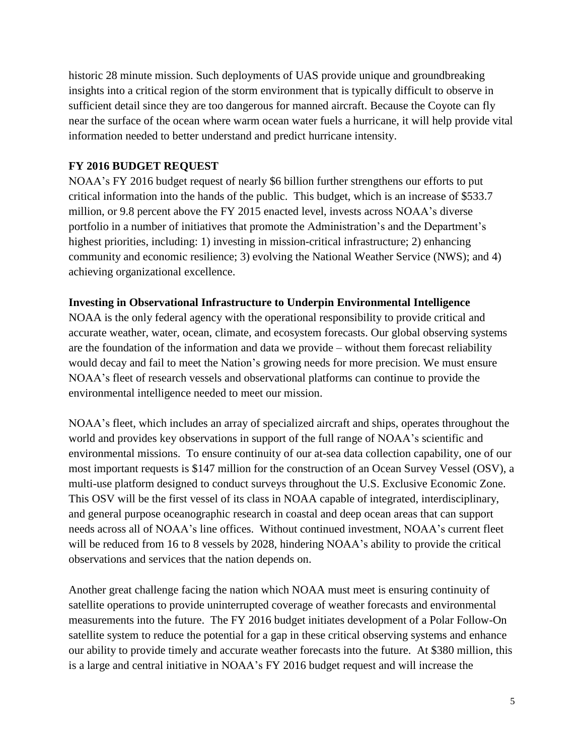historic 28 minute mission. Such deployments of UAS provide unique and groundbreaking insights into a critical region of the storm environment that is typically difficult to observe in sufficient detail since they are too dangerous for manned aircraft. Because the Coyote can fly near the surface of the ocean where warm ocean water fuels a hurricane, it will help provide vital information needed to better understand and predict hurricane intensity.

## FY 2016 BUDGET REQUEST

NOAA's FY 2016 budget request of nearly $6 billion further strengthens our efforts to put critical information into the hands of the public. This budget, which is an increase of $533.7 million, or 9.8 percent above the FY 2015 enacted level, invests across NOAA's diverse portfolio in a number of initiatives that promote the Administration's and the Department's highest priorities, including: 1) investing in mission-critical infrastructure; 2) enhancing community and economic resilience; 3) evolving the National Weather Service (NWS); and 4) achieving organizational excellence.

### Investing in Observational Infrastructure to Underpin Environmental Intelligence

NOAA is the only federal agency with the operational responsibility to provide critical and accurate weather, water, ocean, climate, and ecosystem forecasts. Our global observing systems are the foundation of the information and data we provide – without them forecast reliability would decay and fail to meet the Nation's growing needs for more precision. We must ensure NOAA's fleet of research vessels and observational platforms can continue to provide the environmental intelligence needed to meet our mission.

NOAA's fleet, which includes an array of specialized aircraft and ships, operates throughout the world and provides key observations in support of the full range of NOAA's scientific and environmental missions. To ensure continuity of our at-sea data collection capability, one of our most important requests is $147 million for the construction of an Ocean Survey Vessel (OSV), a multi-use platform designed to conduct surveys throughout the U.S. Exclusive Economic Zone. This OSV will be the first vessel of its class in NOAA capable of integrated, interdisciplinary, and general purpose oceanographic research in coastal and deep ocean areas that can support needs across all of NOAA's line offices. Without continued investment, NOAA's current fleet will be reduced from 16 to 8 vessels by 2028, hindering NOAA's ability to provide the critical observations and services that the nation depends on.

Another great challenge facing the nation which NOAA must meet is ensuring continuity of satellite operations to provide uninterrupted coverage of weather forecasts and environmental measurements into the future. The FY 2016 budget initiates development of a Polar Follow-On satellite system to reduce the potential for a gap in these critical observing systems and enhance our ability to provide timely and accurate weather forecasts into the future. At $380 million, this is a large and central initiative in NOAA's FY 2016 budget request and will increase the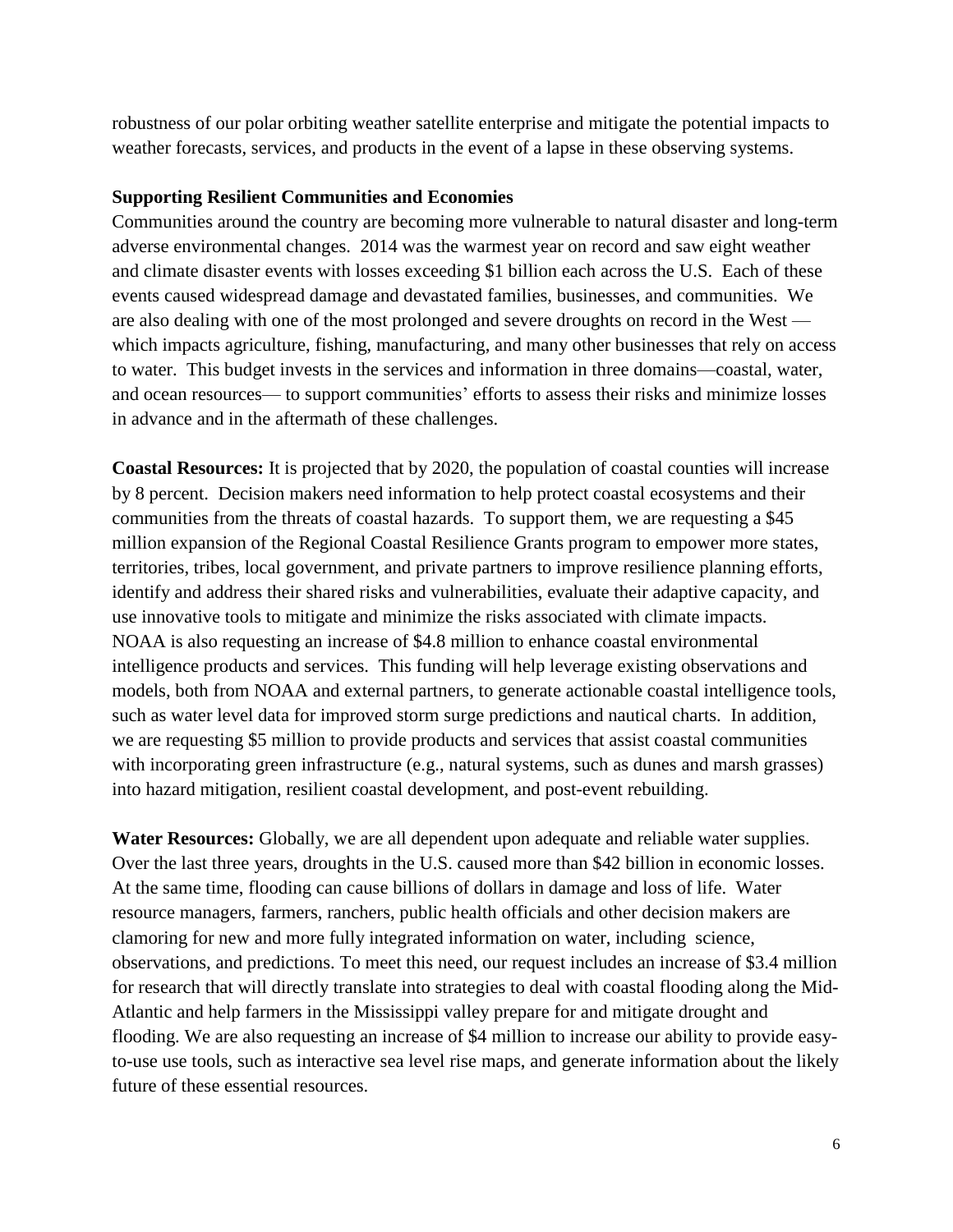robustness of our polar orbiting weather satellite enterprise and mitigate the potential impacts to weather forecasts, services, and products in the event of a lapse in these observing systems.

**Supporting Resilient Communities and Economies**

Communities around the country are becoming more vulnerable to natural disaster and long-term adverse environmental changes. 2014 was the warmest year on record and saw eight weather and climate disaster events with losses exceeding $1 billion each across the U.S. Each of these events caused widespread damage and devastated families, businesses, and communities. We are also dealing with one of the most prolonged and severe droughts on record in the West — which impacts agriculture, fishing, manufacturing, and many other businesses that rely on access to water. This budget invests in the services and information in three domains—coastal, water, and ocean resources— to support communities' efforts to assess their risks and minimize losses in advance and in the aftermath of these challenges.

**Coastal Resources:** It is projected that by 2020, the population of coastal counties will increase by 8 percent. Decision makers need information to help protect coastal ecosystems and their communities from the threats of coastal hazards. To support them, we are requesting a $45 million expansion of the Regional Coastal Resilience Grants program to empower more states, territories, tribes, local government, and private partners to improve resilience planning efforts, identify and address their shared risks and vulnerabilities, evaluate their adaptive capacity, and use innovative tools to mitigate and minimize the risks associated with climate impacts. NOAA is also requesting an increase of $4.8 million to enhance coastal environmental intelligence products and services. This funding will help leverage existing observations and models, both from NOAA and external partners, to generate actionable coastal intelligence tools, such as water level data for improved storm surge predictions and nautical charts. In addition, we are requesting $5 million to provide products and services that assist coastal communities with incorporating green infrastructure (e.g., natural systems, such as dunes and marsh grasses) into hazard mitigation, resilient coastal development, and post-event rebuilding.

**Water Resources:** Globally, we are all dependent upon adequate and reliable water supplies. Over the last three years, droughts in the U.S. caused more than $42 billion in economic losses. At the same time, flooding can cause billions of dollars in damage and loss of life. Water resource managers, farmers, ranchers, public health officials and other decision makers are clamoring for new and more fully integrated information on water, including science, observations, and predictions. To meet this need, our request includes an increase of $3.4 million for research that will directly translate into strategies to deal with coastal flooding along the Mid-Atlantic and help farmers in the Mississippi valley prepare for and mitigate drought and flooding. We are also requesting an increase of $4 million to increase our ability to provide easy-to-use use tools, such as interactive sea level rise maps, and generate information about the likely future of these essential resources.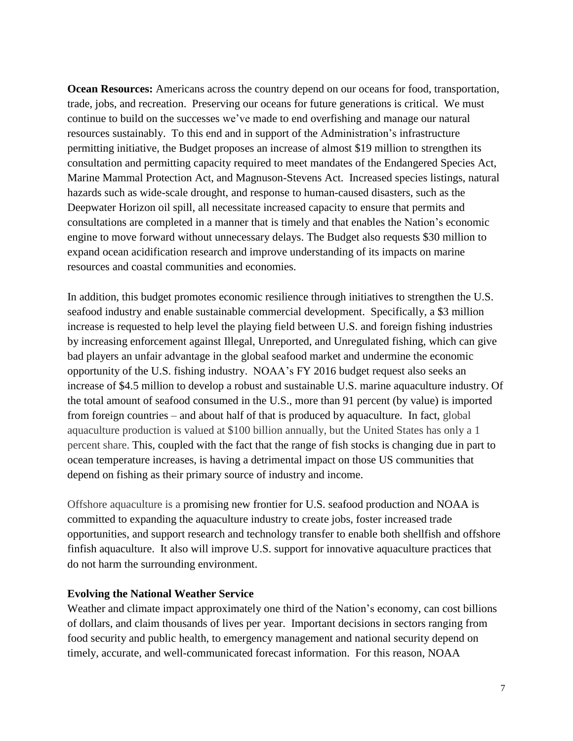**Ocean Resources:** Americans across the country depend on our oceans for food, transportation, trade, jobs, and recreation. Preserving our oceans for future generations is critical. We must continue to build on the successes we've made to end overfishing and manage our natural resources sustainably. To this end and in support of the Administration's infrastructure permitting initiative, the Budget proposes an increase of almost $19 million to strengthen its consultation and permitting capacity required to meet mandates of the Endangered Species Act, Marine Mammal Protection Act, and Magnuson-Stevens Act. Increased species listings, natural hazards such as wide-scale drought, and response to human-caused disasters, such as the Deepwater Horizon oil spill, all necessitate increased capacity to ensure that permits and consultations are completed in a manner that is timely and that enables the Nation's economic engine to move forward without unnecessary delays. The Budget also requests $30 million to expand ocean acidification research and improve understanding of its impacts on marine resources and coastal communities and economies.

In addition, this budget promotes economic resilience through initiatives to strengthen the U.S. seafood industry and enable sustainable commercial development. Specifically, a $3 million increase is requested to help level the playing field between U.S. and foreign fishing industries by increasing enforcement against Illegal, Unreported, and Unregulated fishing, which can give bad players an unfair advantage in the global seafood market and undermine the economic opportunity of the U.S. fishing industry. NOAA's FY 2016 budget request also seeks an increase of $4.5 million to develop a robust and sustainable U.S. marine aquaculture industry. Of the total amount of seafood consumed in the U.S., more than 91 percent (by value) is imported from foreign countries – and about half of that is produced by aquaculture. In fact, global aquaculture production is valued at $100 billion annually, but the United States has only a 1 percent share. This, coupled with the fact that the range of fish stocks is changing due in part to ocean temperature increases, is having a detrimental impact on those US communities that depend on fishing as their primary source of industry and income.

Offshore aquaculture is a promising new frontier for U.S. seafood production and NOAA is committed to expanding the aquaculture industry to create jobs, foster increased trade opportunities, and support research and technology transfer to enable both shellfish and offshore finfish aquaculture. It also will improve U.S. support for innovative aquaculture practices that do not harm the surrounding environment.

**Evolving the National Weather Service**

Weather and climate impact approximately one third of the Nation's economy, can cost billions of dollars, and claim thousands of lives per year. Important decisions in sectors ranging from food security and public health, to emergency management and national security depend on timely, accurate, and well-communicated forecast information. For this reason, NOAA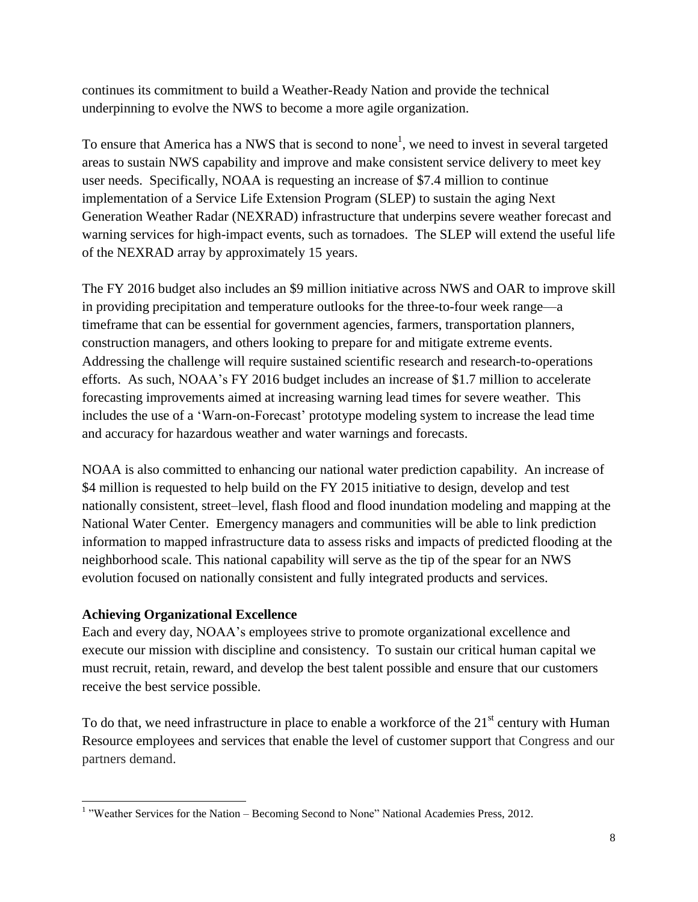continues its commitment to build a Weather-Ready Nation and provide the technical underpinning to evolve the NWS to become a more agile organization.

To ensure that America has a NWS that is second to none[1], we need to invest in several targeted areas to sustain NWS capability and improve and make consistent service delivery to meet key user needs. Specifically, NOAA is requesting an increase of $7.4 million to continue implementation of a Service Life Extension Program (SLEP) to sustain the aging Next Generation Weather Radar (NEXRAD) infrastructure that underpins severe weather forecast and warning services for high-impact events, such as tornadoes. The SLEP will extend the useful life of the NEXRAD array by approximately 15 years.

The FY 2016 budget also includes an $9 million initiative across NWS and OAR to improve skill in providing precipitation and temperature outlooks for the three-to-four week range—a timeframe that can be essential for government agencies, farmers, transportation planners, construction managers, and others looking to prepare for and mitigate extreme events. Addressing the challenge will require sustained scientific research and research-to-operations efforts. As such, NOAA's FY 2016 budget includes an increase of $1.7 million to accelerate forecasting improvements aimed at increasing warning lead times for severe weather. This includes the use of a 'Warn-on-Forecast' prototype modeling system to increase the lead time and accuracy for hazardous weather and water warnings and forecasts.

NOAA is also committed to enhancing our national water prediction capability. An increase of $4 million is requested to help build on the FY 2015 initiative to design, develop and test nationally consistent, street–level, flash flood and flood inundation modeling and mapping at the National Water Center. Emergency managers and communities will be able to link prediction information to mapped infrastructure data to assess risks and impacts of predicted flooding at the neighborhood scale. This national capability will serve as the tip of the spear for an NWS evolution focused on nationally consistent and fully integrated products and services.

**Achieving Organizational Excellence**

Each and every day, NOAA's employees strive to promote organizational excellence and execute our mission with discipline and consistency. To sustain our critical human capital we must recruit, retain, reward, and develop the best talent possible and ensure that our customers receive the best service possible.

To do that, we need infrastructure in place to enable a workforce of the 21st century with Human Resource employees and services that enable the level of customer support that Congress and our partners demand.

---

[1] "Weather Services for the Nation – Becoming Second to None" National Academies Press, 2012.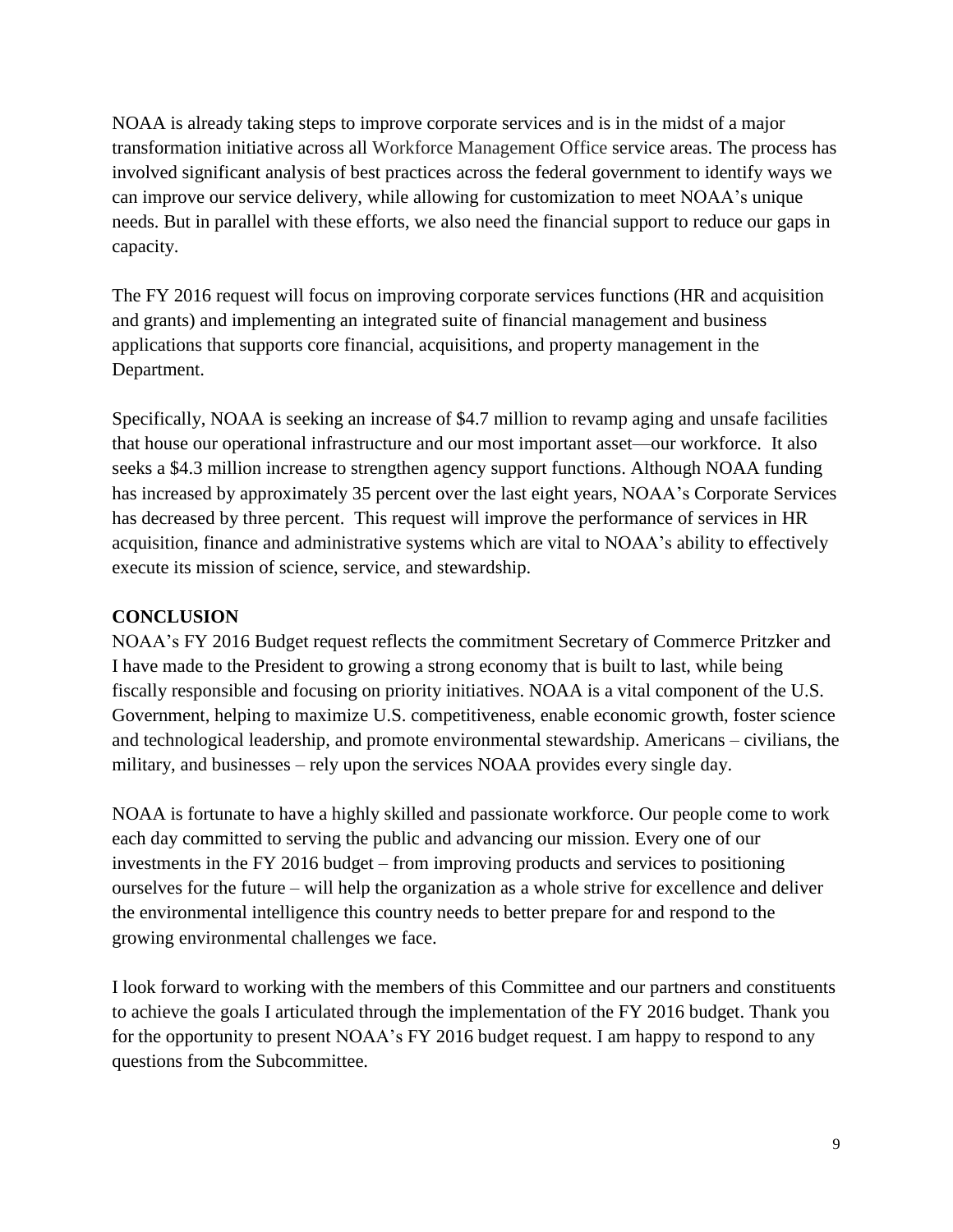NOAA is already taking steps to improve corporate services and is in the midst of a major transformation initiative across all Workforce Management Office service areas. The process has involved significant analysis of best practices across the federal government to identify ways we can improve our service delivery, while allowing for customization to meet NOAA's unique needs. But in parallel with these efforts, we also need the financial support to reduce our gaps in capacity.

The FY 2016 request will focus on improving corporate services functions (HR and acquisition and grants) and implementing an integrated suite of financial management and business applications that supports core financial, acquisitions, and property management in the Department.

Specifically, NOAA is seeking an increase of $4.7 million to revamp aging and unsafe facilities that house our operational infrastructure and our most important asset—our workforce. It also seeks a $4.3 million increase to strengthen agency support functions. Although NOAA funding has increased by approximately 35 percent over the last eight years, NOAA's Corporate Services has decreased by three percent. This request will improve the performance of services in HR acquisition, finance and administrative systems which are vital to NOAA's ability to effectively execute its mission of science, service, and stewardship.

## CONCLUSION

NOAA's FY 2016 Budget request reflects the commitment Secretary of Commerce Pritzker and I have made to the President to growing a strong economy that is built to last, while being fiscally responsible and focusing on priority initiatives. NOAA is a vital component of the U.S. Government, helping to maximize U.S. competitiveness, enable economic growth, foster science and technological leadership, and promote environmental stewardship. Americans – civilians, the military, and businesses – rely upon the services NOAA provides every single day.

NOAA is fortunate to have a highly skilled and passionate workforce. Our people come to work each day committed to serving the public and advancing our mission. Every one of our investments in the FY 2016 budget – from improving products and services to positioning ourselves for the future – will help the organization as a whole strive for excellence and deliver the environmental intelligence this country needs to better prepare for and respond to the growing environmental challenges we face.

I look forward to working with the members of this Committee and our partners and constituents to achieve the goals I articulated through the implementation of the FY 2016 budget. Thank you for the opportunity to present NOAA's FY 2016 budget request. I am happy to respond to any questions from the Subcommittee.